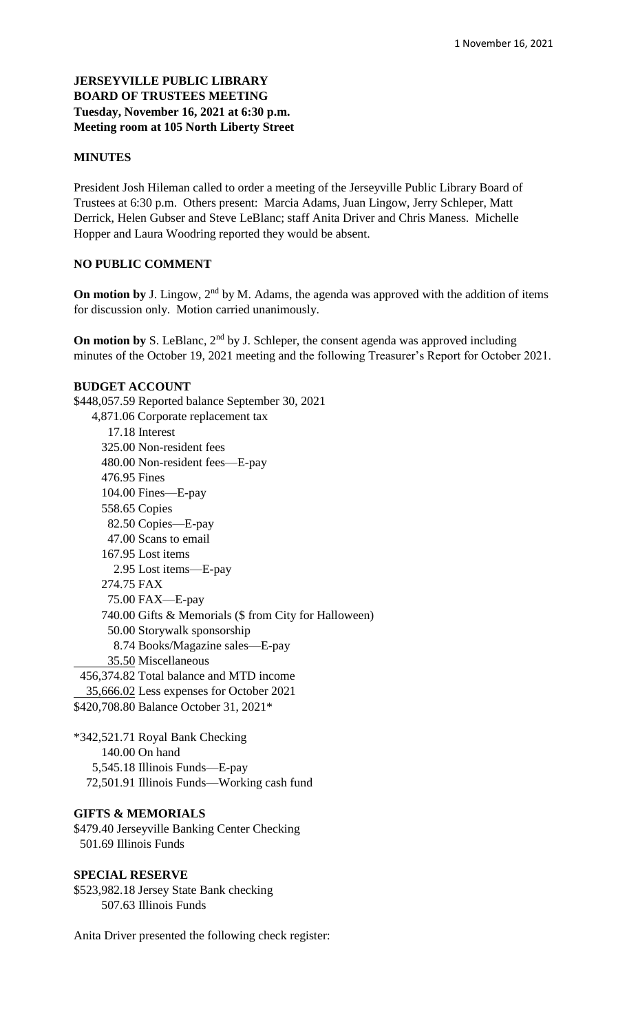**JERSEYVILLE PUBLIC LIBRARY**
**BOARD OF TRUSTEES MEETING**
**Tuesday, November 16, 2021 at 6:30 p.m.**
**Meeting room at 105 North Liberty Street**

## MINUTES

President Josh Hileman called to order a meeting of the Jerseyville Public Library Board of Trustees at 6:30 p.m. Others present: Marcia Adams, Juan Lingow, Jerry Schleper, Matt Derrick, Helen Gubser and Steve LeBlanc; staff Anita Driver and Chris Maness. Michelle Hopper and Laura Woodring reported they would be absent.

## NO PUBLIC COMMENT

**On motion by** J. Lingow, 2nd by M. Adams, the agenda was approved with the addition of items for discussion only. Motion carried unanimously.

**On motion by** S. LeBlanc, 2nd by J. Schleper, the consent agenda was approved including minutes of the October 19, 2021 meeting and the following Treasurer's Report for October 2021.

### BUDGET ACCOUNT

| Amount | Description |
|---|---|
| $448,057.59 | Reported balance September 30, 2021 |
| 4,871.06 | Corporate replacement tax |
| 17.18 | Interest |
| 325.00 | Non-resident fees |
| 480.00 | Non-resident fees—E-pay |
| 476.95 | Fines |
| 104.00 | Fines—E-pay |
| 558.65 | Copies |
| 82.50 | Copies—E-pay |
| 47.00 | Scans to email |
| 167.95 | Lost items |
| 2.95 | Lost items—E-pay |
| 274.75 | FAX |
| 75.00 | FAX—E-pay |
| 740.00 | Gifts & Memorials ($ from City for Halloween) |
| 50.00 | Storywalk sponsorship |
| 8.74 | Books/Magazine sales—E-pay |
| 35.50 | Miscellaneous |
| 456,374.82 | Total balance and MTD income |
| 35,666.02 | Less expenses for October 2021 |
| $420,708.80 | Balance October 31, 2021* |

| Amount | Description |
|---|---|
| *342,521.71 | Royal Bank Checking |
| 140.00 | On hand |
| 5,545.18 | Illinois Funds—E-pay |
| 72,501.91 | Illinois Funds—Working cash fund |

### GIFTS & MEMORIALS

| Amount | Description |
|---|---|
| $479.40 | Jerseyville Banking Center Checking |
| 501.69 | Illinois Funds |

### SPECIAL RESERVE

| Amount | Description |
|---|---|
| $523,982.18 | Jersey State Bank checking |
| 507.63 | Illinois Funds |

Anita Driver presented the following check register: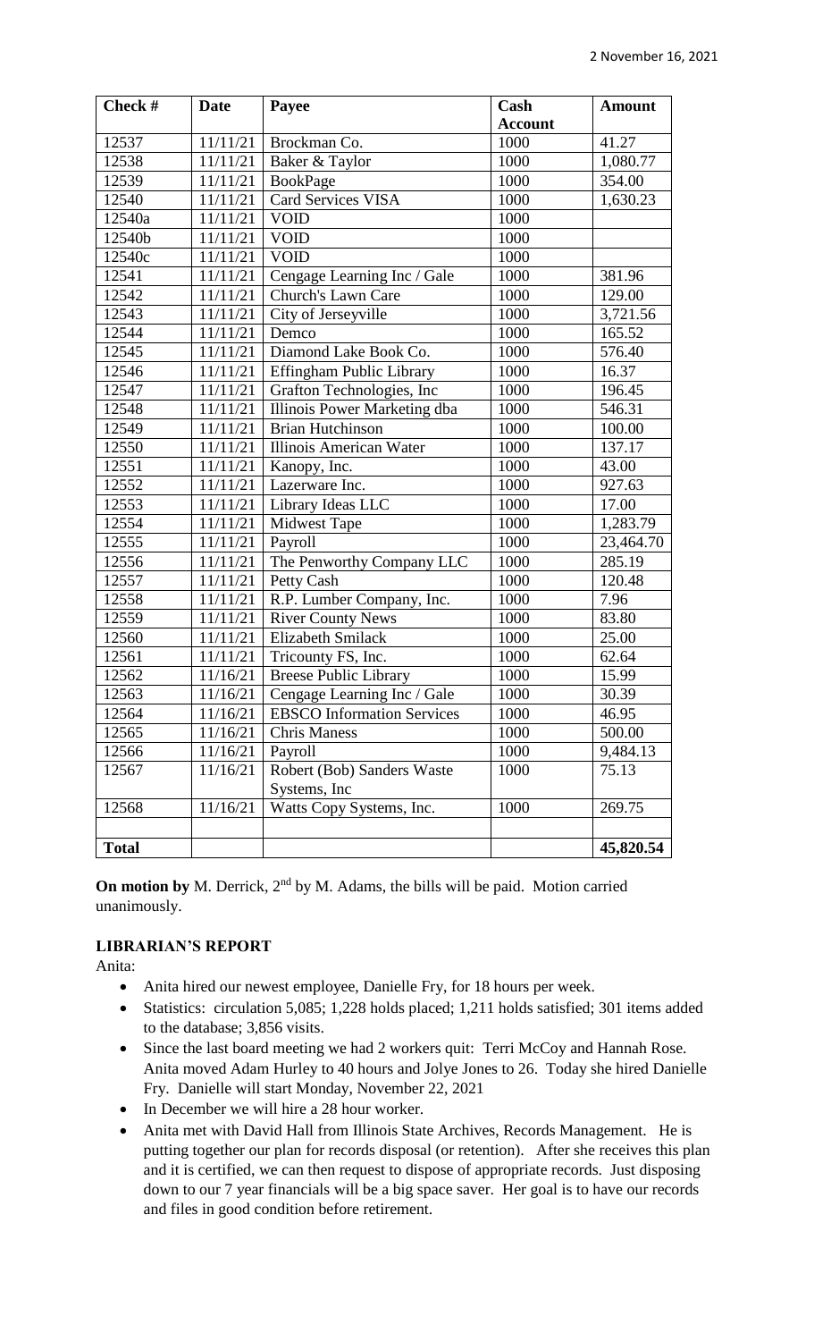| Check # | Date | Payee | Cash Account | Amount |
|---|---|---|---|---|
| 12537 | 11/11/21 | Brockman Co. | 1000 | 41.27 |
| 12538 | 11/11/21 | Baker & Taylor | 1000 | 1,080.77 |
| 12539 | 11/11/21 | BookPage | 1000 | 354.00 |
| 12540 | 11/11/21 | Card Services VISA | 1000 | 1,630.23 |
| 12540a | 11/11/21 | VOID | 1000 | |
| 12540b | 11/11/21 | VOID | 1000 | |
| 12540c | 11/11/21 | VOID | 1000 | |
| 12541 | 11/11/21 | Cengage Learning Inc / Gale | 1000 | 381.96 |
| 12542 | 11/11/21 | Church's Lawn Care | 1000 | 129.00 |
| 12543 | 11/11/21 | City of Jerseyville | 1000 | 3,721.56 |
| 12544 | 11/11/21 | Demco | 1000 | 165.52 |
| 12545 | 11/11/21 | Diamond Lake Book Co. | 1000 | 576.40 |
| 12546 | 11/11/21 | Effingham Public Library | 1000 | 16.37 |
| 12547 | 11/11/21 | Grafton Technologies, Inc | 1000 | 196.45 |
| 12548 | 11/11/21 | Illinois Power Marketing dba | 1000 | 546.31 |
| 12549 | 11/11/21 | Brian Hutchinson | 1000 | 100.00 |
| 12550 | 11/11/21 | Illinois American Water | 1000 | 137.17 |
| 12551 | 11/11/21 | Kanopy, Inc. | 1000 | 43.00 |
| 12552 | 11/11/21 | Lazerware Inc. | 1000 | 927.63 |
| 12553 | 11/11/21 | Library Ideas LLC | 1000 | 17.00 |
| 12554 | 11/11/21 | Midwest Tape | 1000 | 1,283.79 |
| 12555 | 11/11/21 | Payroll | 1000 | 23,464.70 |
| 12556 | 11/11/21 | The Penworthy Company LLC | 1000 | 285.19 |
| 12557 | 11/11/21 | Petty Cash | 1000 | 120.48 |
| 12558 | 11/11/21 | R.P. Lumber Company, Inc. | 1000 | 7.96 |
| 12559 | 11/11/21 | River County News | 1000 | 83.80 |
| 12560 | 11/11/21 | Elizabeth Smilack | 1000 | 25.00 |
| 12561 | 11/11/21 | Tricounty FS, Inc. | 1000 | 62.64 |
| 12562 | 11/16/21 | Breese Public Library | 1000 | 15.99 |
| 12563 | 11/16/21 | Cengage Learning Inc / Gale | 1000 | 30.39 |
| 12564 | 11/16/21 | EBSCO Information Services | 1000 | 46.95 |
| 12565 | 11/16/21 | Chris Maness | 1000 | 500.00 |
| 12566 | 11/16/21 | Payroll | 1000 | 9,484.13 |
| 12567 | 11/16/21 | Robert (Bob) Sanders Waste Systems, Inc | 1000 | 75.13 |
| 12568 | 11/16/21 | Watts Copy Systems, Inc. | 1000 | 269.75 |
| | | | | |
| **Total** | | | | **45,820.54** |

**On motion by** M. Derrick, 2nd by M. Adams, the bills will be paid. Motion carried unanimously.

## LIBRARIAN'S REPORT

Anita:

- Anita hired our newest employee, Danielle Fry, for 18 hours per week.
- Statistics: circulation 5,085; 1,228 holds placed; 1,211 holds satisfied; 301 items added to the database; 3,856 visits.
- Since the last board meeting we had 2 workers quit: Terri McCoy and Hannah Rose. Anita moved Adam Hurley to 40 hours and Jolye Jones to 26. Today she hired Danielle Fry. Danielle will start Monday, November 22, 2021
- In December we will hire a 28 hour worker.
- Anita met with David Hall from Illinois State Archives, Records Management. He is putting together our plan for records disposal (or retention). After she receives this plan and it is certified, we can then request to dispose of appropriate records. Just disposing down to our 7 year financials will be a big space saver. Her goal is to have our records and files in good condition before retirement.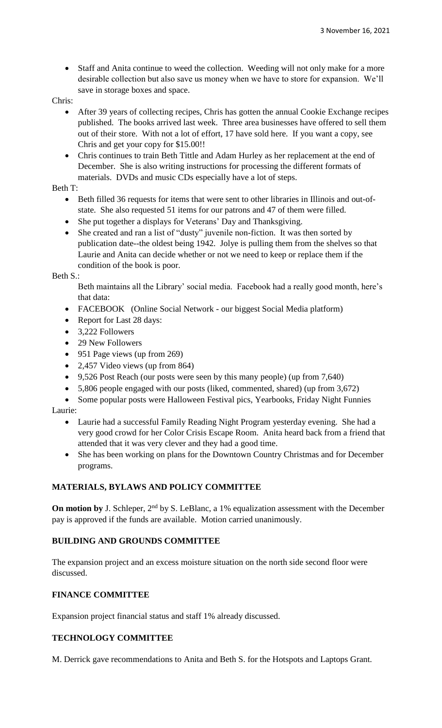- Staff and Anita continue to weed the collection. Weeding will not only make for a more desirable collection but also save us money when we have to store for expansion. We'll save in storage boxes and space.

Chris:

- After 39 years of collecting recipes, Chris has gotten the annual Cookie Exchange recipes published. The books arrived last week. Three area businesses have offered to sell them out of their store. With not a lot of effort, 17 have sold here. If you want a copy, see Chris and get your copy for $15.00!!
- Chris continues to train Beth Tittle and Adam Hurley as her replacement at the end of December. She is also writing instructions for processing the different formats of materials. DVDs and music CDs especially have a lot of steps.

Beth T:

- Beth filled 36 requests for items that were sent to other libraries in Illinois and out-of-state. She also requested 51 items for our patrons and 47 of them were filled.
- She put together a displays for Veterans' Day and Thanksgiving.
- She created and ran a list of "dusty" juvenile non-fiction. It was then sorted by publication date--the oldest being 1942. Jolye is pulling them from the shelves so that Laurie and Anita can decide whether or not we need to keep or replace them if the condition of the book is poor.

Beth S.:

Beth maintains all the Library' social media. Facebook had a really good month, here's that data:

- FACEBOOK (Online Social Network - our biggest Social Media platform)
- Report for Last 28 days:
- 3,222 Followers
- 29 New Followers
- 951 Page views (up from 269)
- 2,457 Video views (up from 864)
- 9,526 Post Reach (our posts were seen by this many people) (up from 7,640)
- 5,806 people engaged with our posts (liked, commented, shared) (up from 3,672)
- Some popular posts were Halloween Festival pics, Yearbooks, Friday Night Funnies

Laurie:

- Laurie had a successful Family Reading Night Program yesterday evening. She had a very good crowd for her Color Crisis Escape Room. Anita heard back from a friend that attended that it was very clever and they had a good time.
- She has been working on plans for the Downtown Country Christmas and for December programs.

## MATERIALS, BYLAWS AND POLICY COMMITTEE

**On motion by** J. Schleper, 2nd by S. LeBlanc, a 1% equalization assessment with the December pay is approved if the funds are available. Motion carried unanimously.

## BUILDING AND GROUNDS COMMITTEE

The expansion project and an excess moisture situation on the north side second floor were discussed.

## FINANCE COMMITTEE

Expansion project financial status and staff 1% already discussed.

## TECHNOLOGY COMMITTEE

M. Derrick gave recommendations to Anita and Beth S. for the Hotspots and Laptops Grant.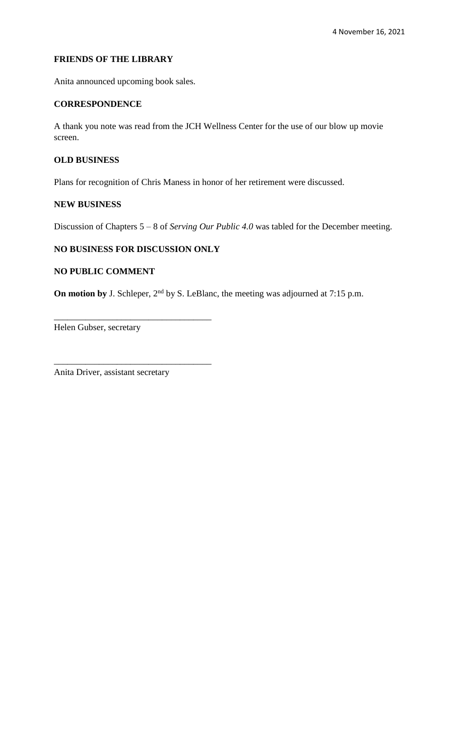**FRIENDS OF THE LIBRARY**

Anita announced upcoming book sales.

**CORRESPONDENCE**

A thank you note was read from the JCH Wellness Center for the use of our blow up movie screen.

**OLD BUSINESS**

Plans for recognition of Chris Maness in honor of her retirement were discussed.

**NEW BUSINESS**

Discussion of Chapters 5 – 8 of *Serving Our Public 4.0* was tabled for the December meeting.

**NO BUSINESS FOR DISCUSSION ONLY**

**NO PUBLIC COMMENT**

**On motion by** J. Schleper, 2nd by S. LeBlanc, the meeting was adjourned at 7:15 p.m.

\_\_\_\_\_\_\_\_\_\_\_\_\_\_\_\_\_\_\_\_\_\_\_\_\_\_\_\_\_\_\_\_\_\_\_

Helen Gubser, secretary

\_\_\_\_\_\_\_\_\_\_\_\_\_\_\_\_\_\_\_\_\_\_\_\_\_\_\_\_\_\_\_\_\_\_\_

Anita Driver, assistant secretary